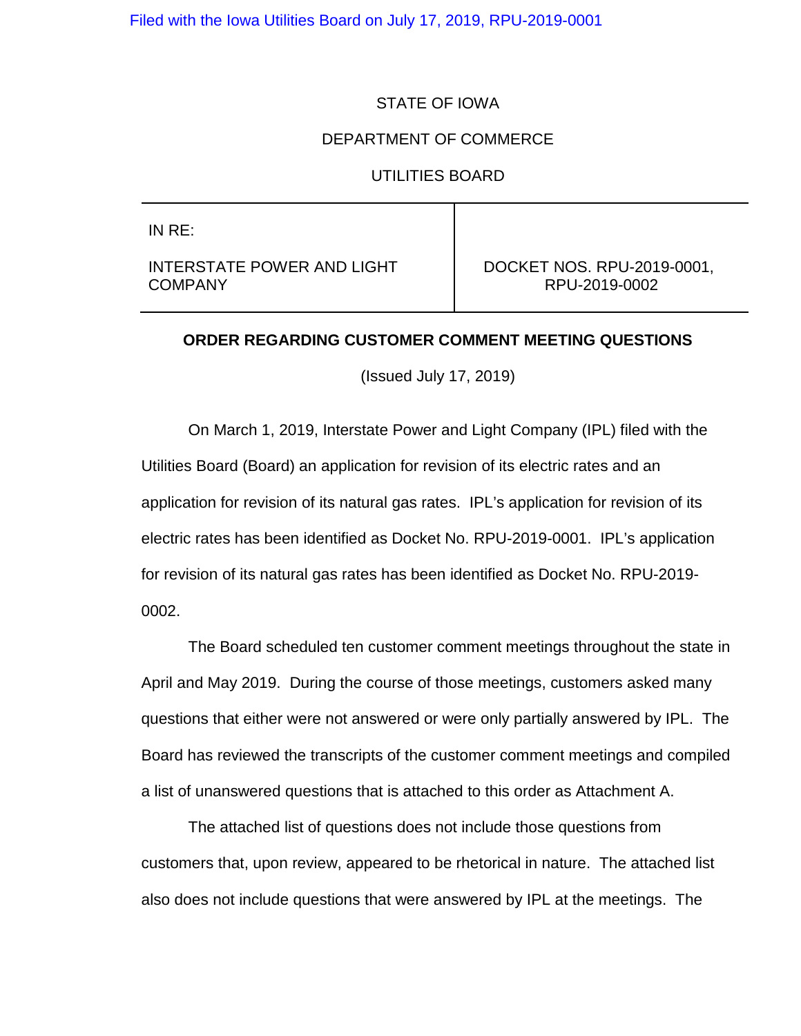STATE OF IOWA

DEPARTMENT OF COMMERCE

UTILITIES BOARD

| IN RE: INTERSTATE POWER AND LIGHT COMPANY | DOCKET NOS. RPU-2019-0001, RPU-2019-0002 |
|---|---|

**ORDER REGARDING CUSTOMER COMMENT MEETING QUESTIONS**

(Issued July 17, 2019)

On March 1, 2019, Interstate Power and Light Company (IPL) filed with the Utilities Board (Board) an application for revision of its electric rates and an application for revision of its natural gas rates. IPL's application for revision of its electric rates has been identified as Docket No. RPU-2019-0001. IPL's application for revision of its natural gas rates has been identified as Docket No. RPU-2019-0002.

The Board scheduled ten customer comment meetings throughout the state in April and May 2019. During the course of those meetings, customers asked many questions that either were not answered or were only partially answered by IPL. The Board has reviewed the transcripts of the customer comment meetings and compiled a list of unanswered questions that is attached to this order as Attachment A.

The attached list of questions does not include those questions from customers that, upon review, appeared to be rhetorical in nature. The attached list also does not include questions that were answered by IPL at the meetings. The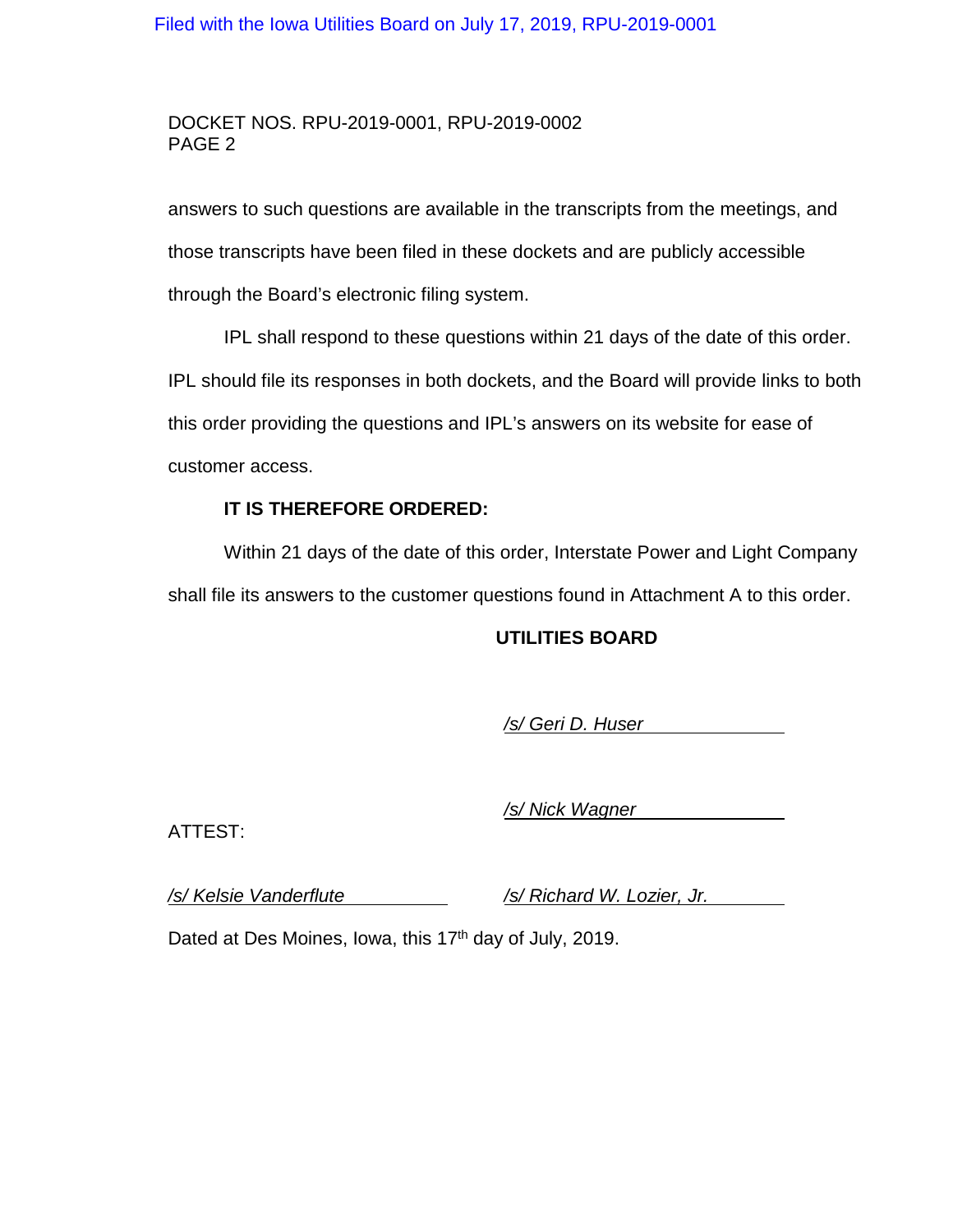answers to such questions are available in the transcripts from the meetings, and those transcripts have been filed in these dockets and are publicly accessible through the Board's electronic filing system.

IPL shall respond to these questions within 21 days of the date of this order. IPL should file its responses in both dockets, and the Board will provide links to both this order providing the questions and IPL's answers on its website for ease of customer access.

**IT IS THEREFORE ORDERED:**

Within 21 days of the date of this order, Interstate Power and Light Company shall file its answers to the customer questions found in Attachment A to this order.

**UTILITIES BOARD**

*/s/ Geri D. Huser*

*/s/ Nick Wagner*

ATTEST:

*/s/ Kelsie Vanderflute*

*/s/ Richard W. Lozier, Jr.*

Dated at Des Moines, Iowa, this 17th day of July, 2019.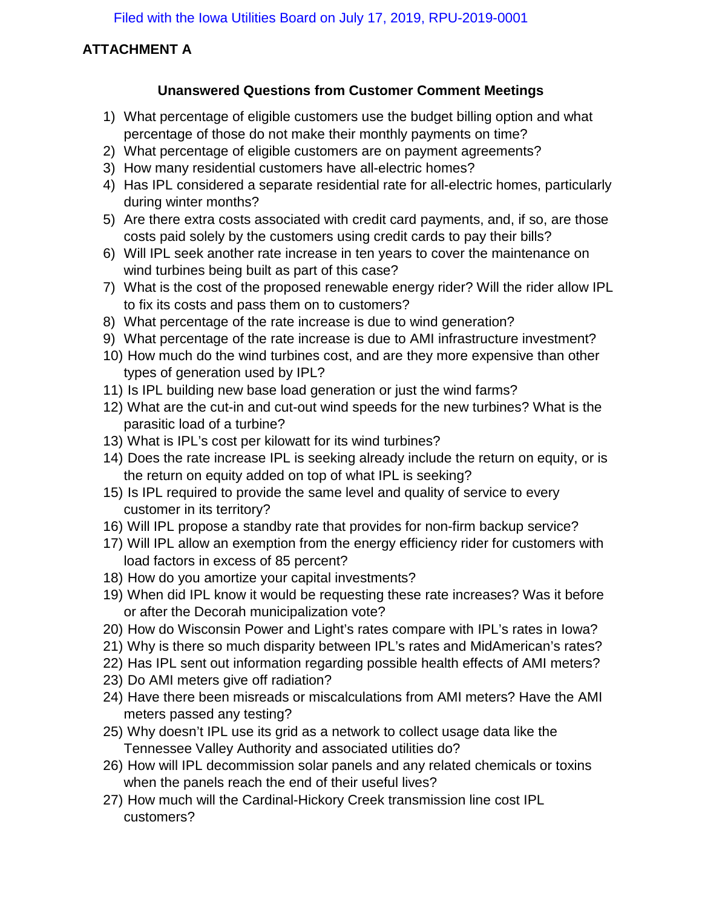Filed with the Iowa Utilities Board on July 17, 2019, RPU-2019-0001

**ATTACHMENT A**

## Unanswered Questions from Customer Comment Meetings

1) What percentage of eligible customers use the budget billing option and what percentage of those do not make their monthly payments on time?
2) What percentage of eligible customers are on payment agreements?
3) How many residential customers have all-electric homes?
4) Has IPL considered a separate residential rate for all-electric homes, particularly during winter months?
5) Are there extra costs associated with credit card payments, and, if so, are those costs paid solely by the customers using credit cards to pay their bills?
6) Will IPL seek another rate increase in ten years to cover the maintenance on wind turbines being built as part of this case?
7) What is the cost of the proposed renewable energy rider? Will the rider allow IPL to fix its costs and pass them on to customers?
8) What percentage of the rate increase is due to wind generation?
9) What percentage of the rate increase is due to AMI infrastructure investment?
10) How much do the wind turbines cost, and are they more expensive than other types of generation used by IPL?
11) Is IPL building new base load generation or just the wind farms?
12) What are the cut-in and cut-out wind speeds for the new turbines? What is the parasitic load of a turbine?
13) What is IPL's cost per kilowatt for its wind turbines?
14) Does the rate increase IPL is seeking already include the return on equity, or is the return on equity added on top of what IPL is seeking?
15) Is IPL required to provide the same level and quality of service to every customer in its territory?
16) Will IPL propose a standby rate that provides for non-firm backup service?
17) Will IPL allow an exemption from the energy efficiency rider for customers with load factors in excess of 85 percent?
18) How do you amortize your capital investments?
19) When did IPL know it would be requesting these rate increases? Was it before or after the Decorah municipalization vote?
20) How do Wisconsin Power and Light's rates compare with IPL's rates in Iowa?
21) Why is there so much disparity between IPL's rates and MidAmerican's rates?
22) Has IPL sent out information regarding possible health effects of AMI meters?
23) Do AMI meters give off radiation?
24) Have there been misreads or miscalculations from AMI meters? Have the AMI meters passed any testing?
25) Why doesn't IPL use its grid as a network to collect usage data like the Tennessee Valley Authority and associated utilities do?
26) How will IPL decommission solar panels and any related chemicals or toxins when the panels reach the end of their useful lives?
27) How much will the Cardinal-Hickory Creek transmission line cost IPL customers?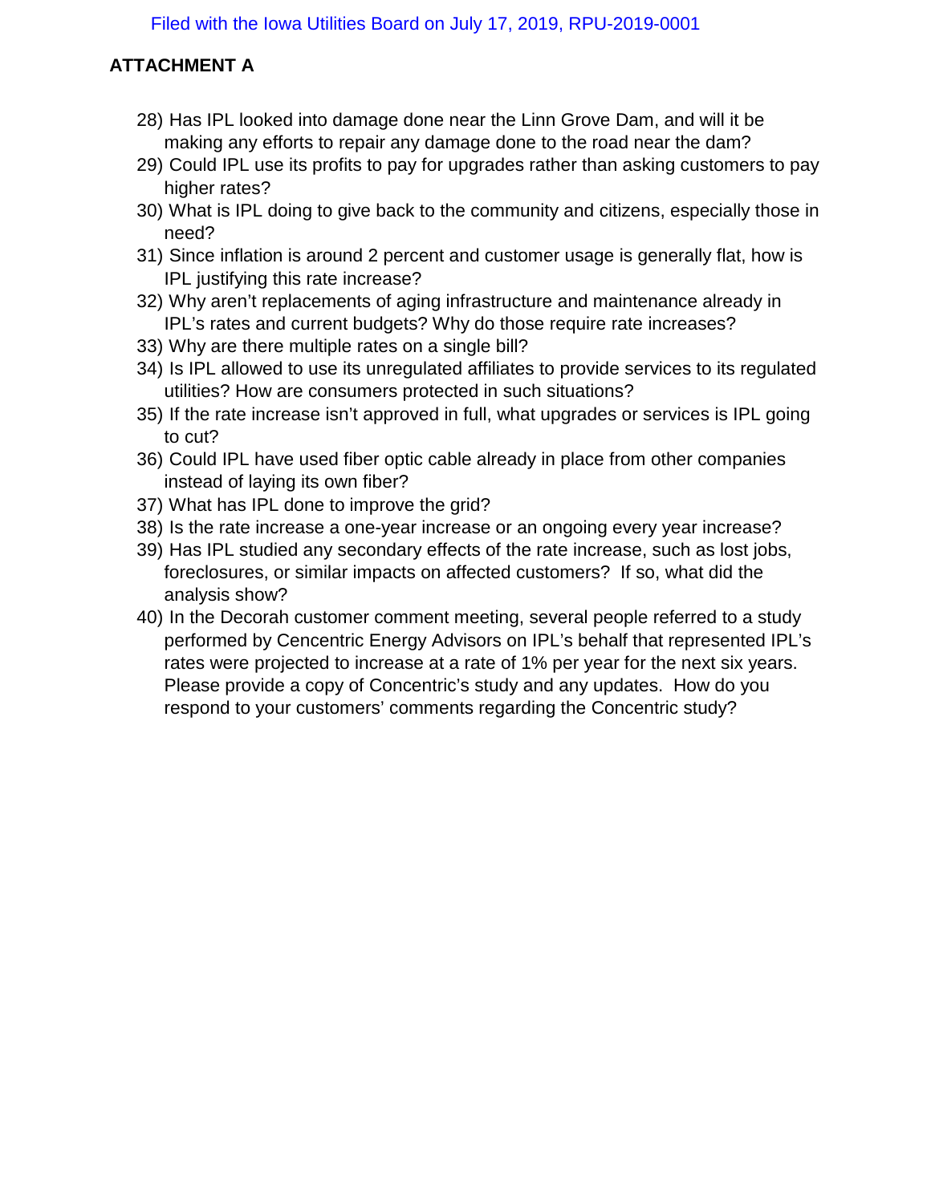**ATTACHMENT A**

28) Has IPL looked into damage done near the Linn Grove Dam, and will it be making any efforts to repair any damage done to the road near the dam?
29) Could IPL use its profits to pay for upgrades rather than asking customers to pay higher rates?
30) What is IPL doing to give back to the community and citizens, especially those in need?
31) Since inflation is around 2 percent and customer usage is generally flat, how is IPL justifying this rate increase?
32) Why aren't replacements of aging infrastructure and maintenance already in IPL's rates and current budgets? Why do those require rate increases?
33) Why are there multiple rates on a single bill?
34) Is IPL allowed to use its unregulated affiliates to provide services to its regulated utilities? How are consumers protected in such situations?
35) If the rate increase isn't approved in full, what upgrades or services is IPL going to cut?
36) Could IPL have used fiber optic cable already in place from other companies instead of laying its own fiber?
37) What has IPL done to improve the grid?
38) Is the rate increase a one-year increase or an ongoing every year increase?
39) Has IPL studied any secondary effects of the rate increase, such as lost jobs, foreclosures, or similar impacts on affected customers? If so, what did the analysis show?
40) In the Decorah customer comment meeting, several people referred to a study performed by Cencentric Energy Advisors on IPL's behalf that represented IPL's rates were projected to increase at a rate of 1% per year for the next six years. Please provide a copy of Concentric's study and any updates. How do you respond to your customers' comments regarding the Concentric study?